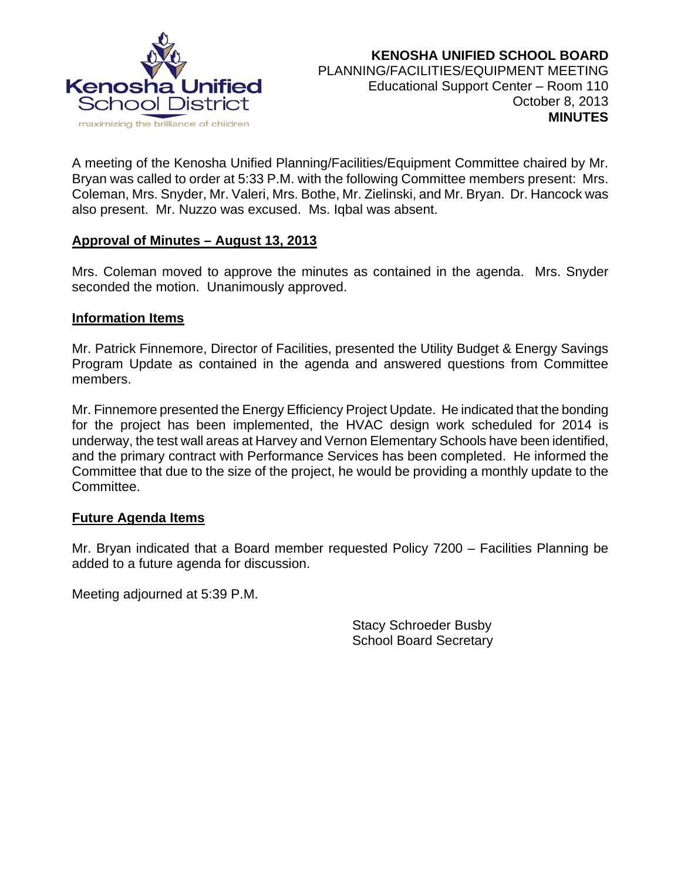**KENOSHA UNIFIED SCHOOL BOARD**
PLANNING/FACILITIES/EQUIPMENT MEETING
Educational Support Center – Room 110
October 8, 2013
**MINUTES**

A meeting of the Kenosha Unified Planning/Facilities/Equipment Committee chaired by Mr. Bryan was called to order at 5:33 P.M. with the following Committee members present: Mrs. Coleman, Mrs. Snyder, Mr. Valeri, Mrs. Bothe, Mr. Zielinski, and Mr. Bryan. Dr. Hancock was also present. Mr. Nuzzo was excused. Ms. Iqbal was absent.

**Approval of Minutes – August 13, 2013**

Mrs. Coleman moved to approve the minutes as contained in the agenda. Mrs. Snyder seconded the motion. Unanimously approved.

**Information Items**

Mr. Patrick Finnemore, Director of Facilities, presented the Utility Budget & Energy Savings Program Update as contained in the agenda and answered questions from Committee members.

Mr. Finnemore presented the Energy Efficiency Project Update. He indicated that the bonding for the project has been implemented, the HVAC design work scheduled for 2014 is underway, the test wall areas at Harvey and Vernon Elementary Schools have been identified, and the primary contract with Performance Services has been completed. He informed the Committee that due to the size of the project, he would be providing a monthly update to the Committee.

**Future Agenda Items**

Mr. Bryan indicated that a Board member requested Policy 7200 – Facilities Planning be added to a future agenda for discussion.

Meeting adjourned at 5:39 P.M.

Stacy Schroeder Busby
School Board Secretary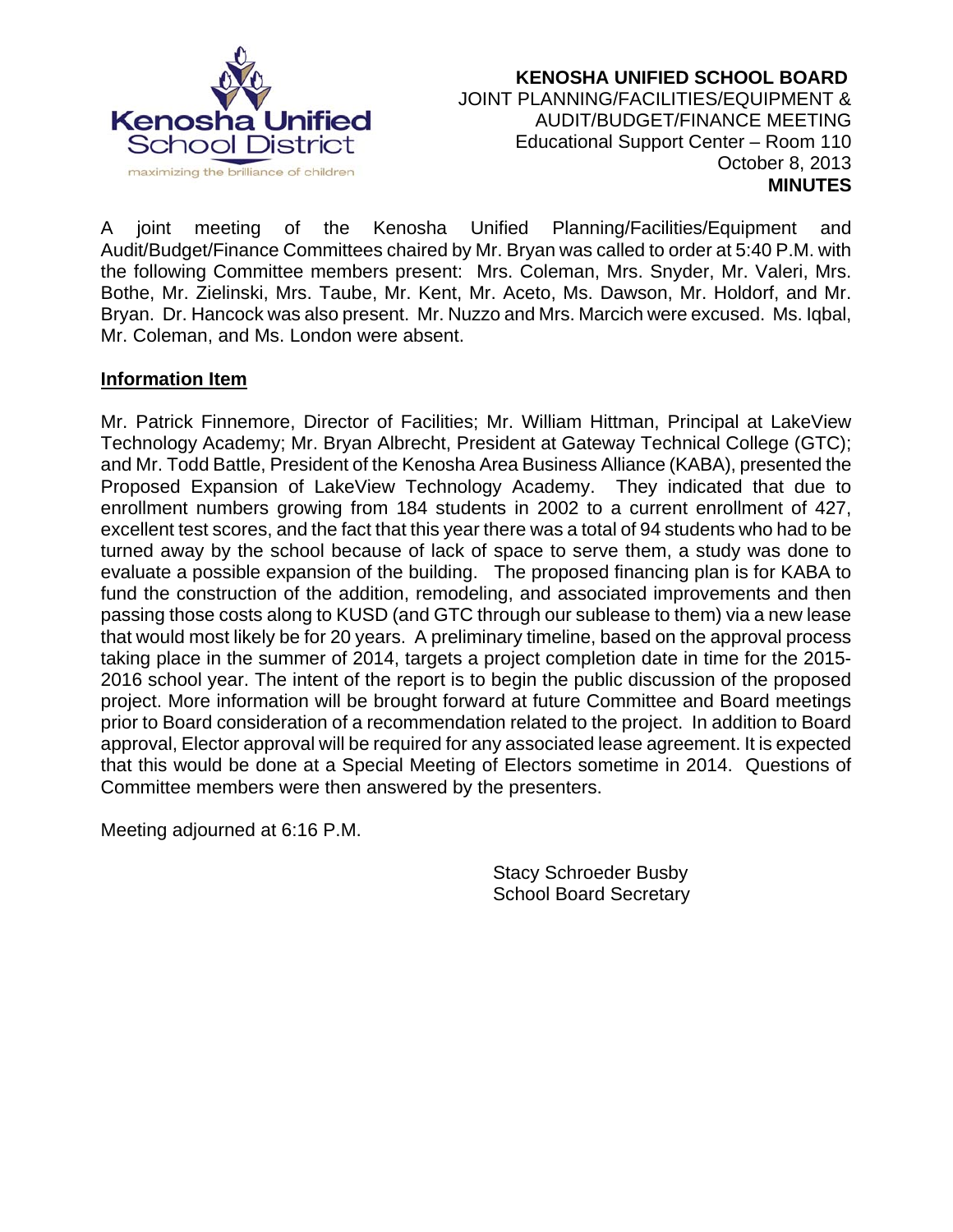**KENOSHA UNIFIED SCHOOL BOARD**
JOINT PLANNING/FACILITIES/EQUIPMENT &
AUDIT/BUDGET/FINANCE MEETING
Educational Support Center – Room 110
October 8, 2013
**MINUTES**

A joint meeting of the Kenosha Unified Planning/Facilities/Equipment and Audit/Budget/Finance Committees chaired by Mr. Bryan was called to order at 5:40 P.M. with the following Committee members present: Mrs. Coleman, Mrs. Snyder, Mr. Valeri, Mrs. Bothe, Mr. Zielinski, Mrs. Taube, Mr. Kent, Mr. Aceto, Ms. Dawson, Mr. Holdorf, and Mr. Bryan. Dr. Hancock was also present. Mr. Nuzzo and Mrs. Marcich were excused. Ms. Iqbal, Mr. Coleman, and Ms. London were absent.

**Information Item**

Mr. Patrick Finnemore, Director of Facilities; Mr. William Hittman, Principal at LakeView Technology Academy; Mr. Bryan Albrecht, President at Gateway Technical College (GTC); and Mr. Todd Battle, President of the Kenosha Area Business Alliance (KABA), presented the Proposed Expansion of LakeView Technology Academy. They indicated that due to enrollment numbers growing from 184 students in 2002 to a current enrollment of 427, excellent test scores, and the fact that this year there was a total of 94 students who had to be turned away by the school because of lack of space to serve them, a study was done to evaluate a possible expansion of the building. The proposed financing plan is for KABA to fund the construction of the addition, remodeling, and associated improvements and then passing those costs along to KUSD (and GTC through our sublease to them) via a new lease that would most likely be for 20 years. A preliminary timeline, based on the approval process taking place in the summer of 2014, targets a project completion date in time for the 2015-2016 school year. The intent of the report is to begin the public discussion of the proposed project. More information will be brought forward at future Committee and Board meetings prior to Board consideration of a recommendation related to the project. In addition to Board approval, Elector approval will be required for any associated lease agreement. It is expected that this would be done at a Special Meeting of Electors sometime in 2014. Questions of Committee members were then answered by the presenters.

Meeting adjourned at 6:16 P.M.

Stacy Schroeder Busby
School Board Secretary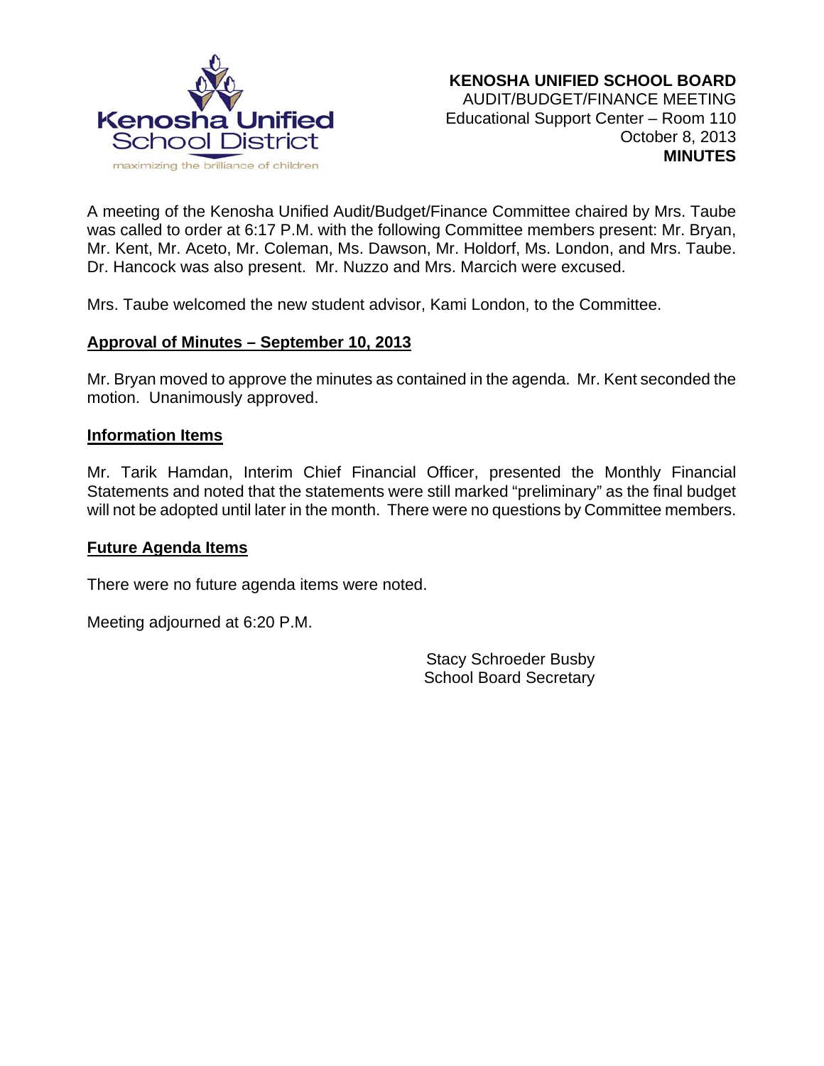**KENOSHA UNIFIED SCHOOL BOARD**
AUDIT/BUDGET/FINANCE MEETING
Educational Support Center – Room 110
October 8, 2013
**MINUTES**

A meeting of the Kenosha Unified Audit/Budget/Finance Committee chaired by Mrs. Taube was called to order at 6:17 P.M. with the following Committee members present: Mr. Bryan, Mr. Kent, Mr. Aceto, Mr. Coleman, Ms. Dawson, Mr. Holdorf, Ms. London, and Mrs. Taube. Dr. Hancock was also present. Mr. Nuzzo and Mrs. Marcich were excused.

Mrs. Taube welcomed the new student advisor, Kami London, to the Committee.

## Approval of Minutes – September 10, 2013

Mr. Bryan moved to approve the minutes as contained in the agenda. Mr. Kent seconded the motion. Unanimously approved.

## Information Items

Mr. Tarik Hamdan, Interim Chief Financial Officer, presented the Monthly Financial Statements and noted that the statements were still marked "preliminary" as the final budget will not be adopted until later in the month. There were no questions by Committee members.

## Future Agenda Items

There were no future agenda items were noted.

Meeting adjourned at 6:20 P.M.

Stacy Schroeder Busby
School Board Secretary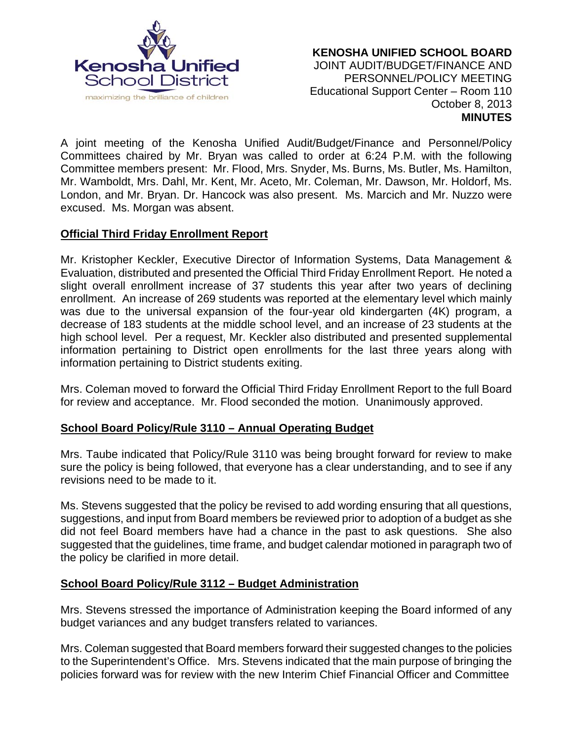**KENOSHA UNIFIED SCHOOL BOARD**
JOINT AUDIT/BUDGET/FINANCE AND
PERSONNEL/POLICY MEETING
Educational Support Center – Room 110
October 8, 2013
**MINUTES**

A joint meeting of the Kenosha Unified Audit/Budget/Finance and Personnel/Policy Committees chaired by Mr. Bryan was called to order at 6:24 P.M. with the following Committee members present: Mr. Flood, Mrs. Snyder, Ms. Burns, Ms. Butler, Ms. Hamilton, Mr. Wamboldt, Mrs. Dahl, Mr. Kent, Mr. Aceto, Mr. Coleman, Mr. Dawson, Mr. Holdorf, Ms. London, and Mr. Bryan. Dr. Hancock was also present. Ms. Marcich and Mr. Nuzzo were excused. Ms. Morgan was absent.

**Official Third Friday Enrollment Report**

Mr. Kristopher Keckler, Executive Director of Information Systems, Data Management & Evaluation, distributed and presented the Official Third Friday Enrollment Report. He noted a slight overall enrollment increase of 37 students this year after two years of declining enrollment. An increase of 269 students was reported at the elementary level which mainly was due to the universal expansion of the four-year old kindergarten (4K) program, a decrease of 183 students at the middle school level, and an increase of 23 students at the high school level. Per a request, Mr. Keckler also distributed and presented supplemental information pertaining to District open enrollments for the last three years along with information pertaining to District students exiting.

Mrs. Coleman moved to forward the Official Third Friday Enrollment Report to the full Board for review and acceptance. Mr. Flood seconded the motion. Unanimously approved.

**School Board Policy/Rule 3110 – Annual Operating Budget**

Mrs. Taube indicated that Policy/Rule 3110 was being brought forward for review to make sure the policy is being followed, that everyone has a clear understanding, and to see if any revisions need to be made to it.

Ms. Stevens suggested that the policy be revised to add wording ensuring that all questions, suggestions, and input from Board members be reviewed prior to adoption of a budget as she did not feel Board members have had a chance in the past to ask questions. She also suggested that the guidelines, time frame, and budget calendar motioned in paragraph two of the policy be clarified in more detail.

**School Board Policy/Rule 3112 – Budget Administration**

Mrs. Stevens stressed the importance of Administration keeping the Board informed of any budget variances and any budget transfers related to variances.

Mrs. Coleman suggested that Board members forward their suggested changes to the policies to the Superintendent's Office. Mrs. Stevens indicated that the main purpose of bringing the policies forward was for review with the new Interim Chief Financial Officer and Committee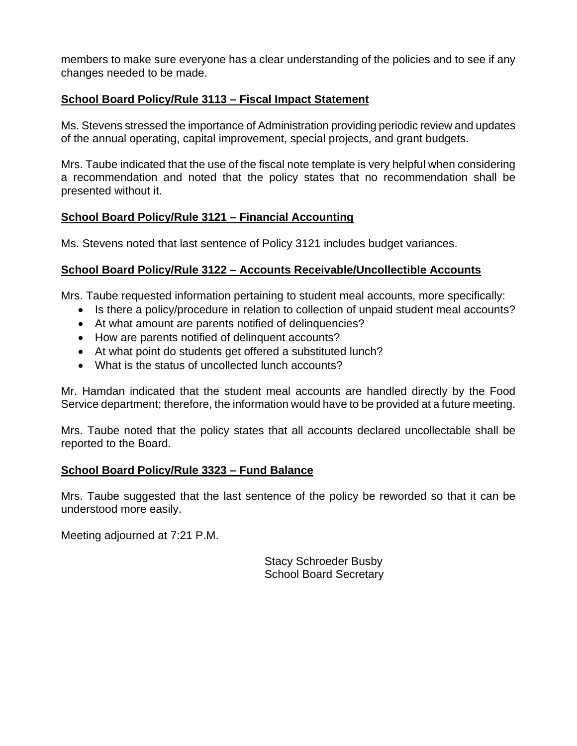members to make sure everyone has a clear understanding of the policies and to see if any changes needed to be made.

**School Board Policy/Rule 3113 – Fiscal Impact Statement**

Ms. Stevens stressed the importance of Administration providing periodic review and updates of the annual operating, capital improvement, special projects, and grant budgets.

Mrs. Taube indicated that the use of the fiscal note template is very helpful when considering a recommendation and noted that the policy states that no recommendation shall be presented without it.

**School Board Policy/Rule 3121 – Financial Accounting**

Ms. Stevens noted that last sentence of Policy 3121 includes budget variances.

**School Board Policy/Rule 3122 – Accounts Receivable/Uncollectible Accounts**

Mrs. Taube requested information pertaining to student meal accounts, more specifically:

- Is there a policy/procedure in relation to collection of unpaid student meal accounts?
- At what amount are parents notified of delinquencies?
- How are parents notified of delinquent accounts?
- At what point do students get offered a substituted lunch?
- What is the status of uncollected lunch accounts?

Mr. Hamdan indicated that the student meal accounts are handled directly by the Food Service department; therefore, the information would have to be provided at a future meeting.

Mrs. Taube noted that the policy states that all accounts declared uncollectable shall be reported to the Board.

**School Board Policy/Rule 3323 – Fund Balance**

Mrs. Taube suggested that the last sentence of the policy be reworded so that it can be understood more easily.

Meeting adjourned at 7:21 P.M.

Stacy Schroeder Busby
School Board Secretary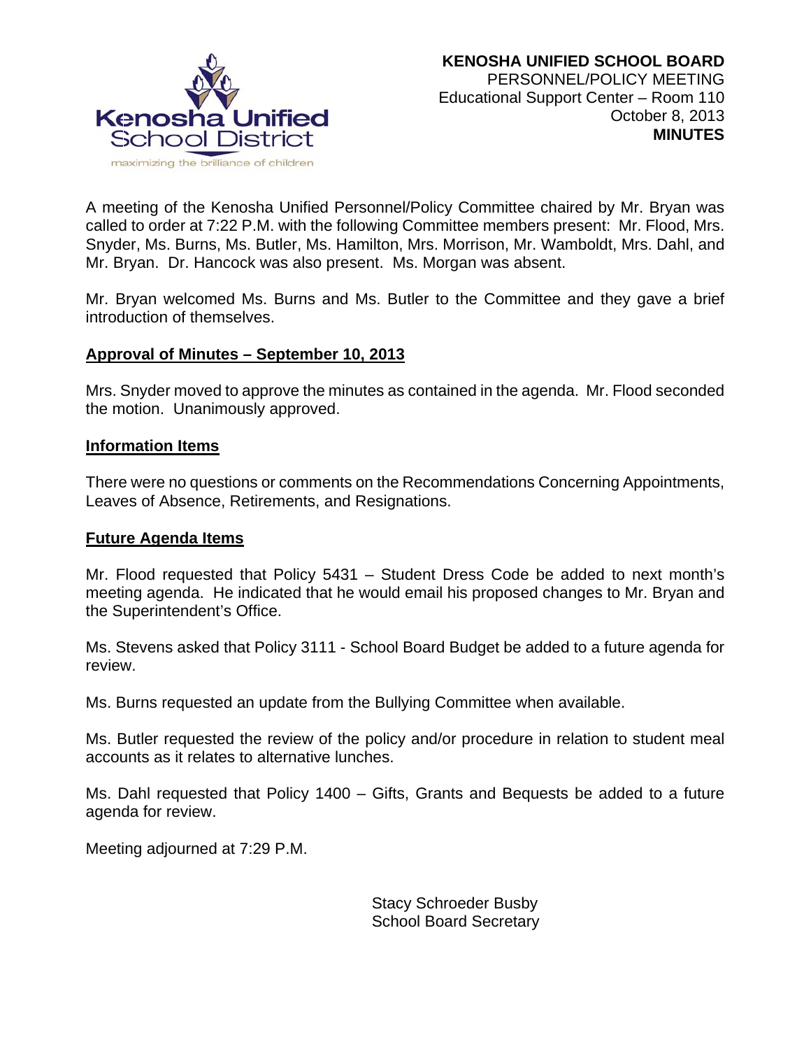**KENOSHA UNIFIED SCHOOL BOARD**
PERSONNEL/POLICY MEETING
Educational Support Center – Room 110
October 8, 2013
**MINUTES**

A meeting of the Kenosha Unified Personnel/Policy Committee chaired by Mr. Bryan was called to order at 7:22 P.M. with the following Committee members present: Mr. Flood, Mrs. Snyder, Ms. Burns, Ms. Butler, Ms. Hamilton, Mrs. Morrison, Mr. Wamboldt, Mrs. Dahl, and Mr. Bryan. Dr. Hancock was also present. Ms. Morgan was absent.

Mr. Bryan welcomed Ms. Burns and Ms. Butler to the Committee and they gave a brief introduction of themselves.

**Approval of Minutes – September 10, 2013**

Mrs. Snyder moved to approve the minutes as contained in the agenda. Mr. Flood seconded the motion. Unanimously approved.

**Information Items**

There were no questions or comments on the Recommendations Concerning Appointments, Leaves of Absence, Retirements, and Resignations.

**Future Agenda Items**

Mr. Flood requested that Policy 5431 – Student Dress Code be added to next month's meeting agenda. He indicated that he would email his proposed changes to Mr. Bryan and the Superintendent's Office.

Ms. Stevens asked that Policy 3111 - School Board Budget be added to a future agenda for review.

Ms. Burns requested an update from the Bullying Committee when available.

Ms. Butler requested the review of the policy and/or procedure in relation to student meal accounts as it relates to alternative lunches.

Ms. Dahl requested that Policy 1400 – Gifts, Grants and Bequests be added to a future agenda for review.

Meeting adjourned at 7:29 P.M.

Stacy Schroeder Busby
School Board Secretary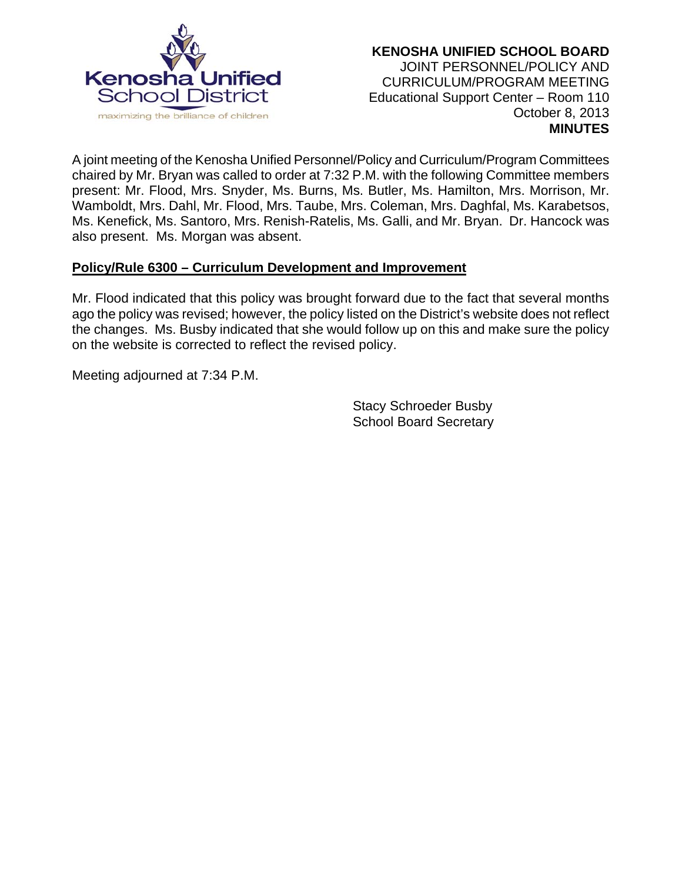**KENOSHA UNIFIED SCHOOL BOARD**
JOINT PERSONNEL/POLICY AND
CURRICULUM/PROGRAM MEETING
Educational Support Center – Room 110
October 8, 2013
**MINUTES**

A joint meeting of the Kenosha Unified Personnel/Policy and Curriculum/Program Committees chaired by Mr. Bryan was called to order at 7:32 P.M. with the following Committee members present: Mr. Flood, Mrs. Snyder, Ms. Burns, Ms. Butler, Ms. Hamilton, Mrs. Morrison, Mr. Wamboldt, Mrs. Dahl, Mr. Flood, Mrs. Taube, Mrs. Coleman, Mrs. Daghfal, Ms. Karabetsos, Ms. Kenefick, Ms. Santoro, Mrs. Renish-Ratelis, Ms. Galli, and Mr. Bryan. Dr. Hancock was also present. Ms. Morgan was absent.

**Policy/Rule 6300 – Curriculum Development and Improvement**

Mr. Flood indicated that this policy was brought forward due to the fact that several months ago the policy was revised; however, the policy listed on the District's website does not reflect the changes. Ms. Busby indicated that she would follow up on this and make sure the policy on the website is corrected to reflect the revised policy.

Meeting adjourned at 7:34 P.M.

Stacy Schroeder Busby
School Board Secretary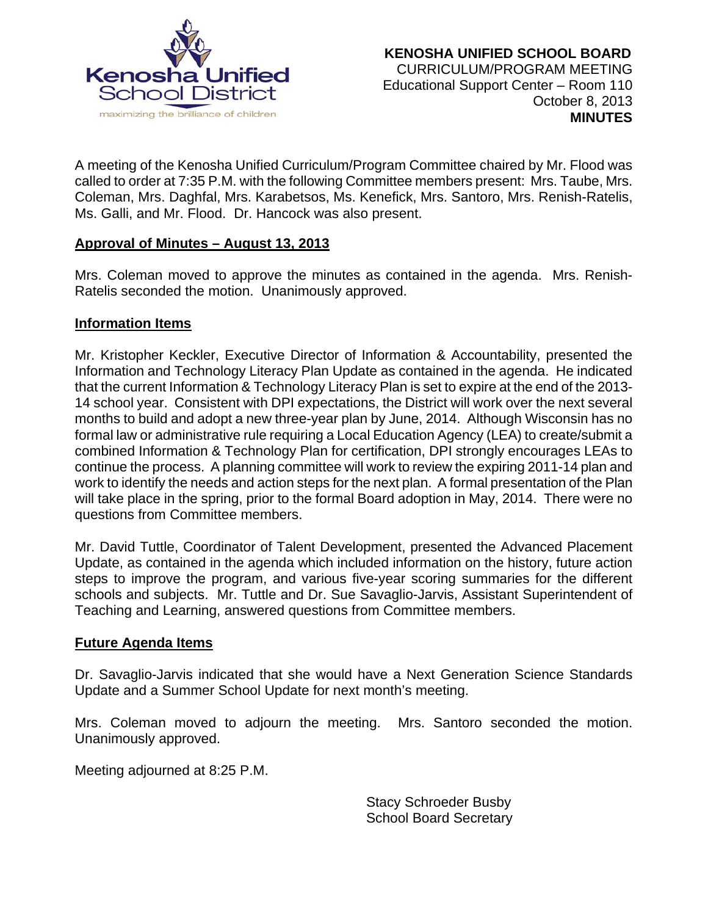**KENOSHA UNIFIED SCHOOL BOARD**
CURRICULUM/PROGRAM MEETING
Educational Support Center – Room 110
October 8, 2013
**MINUTES**

A meeting of the Kenosha Unified Curriculum/Program Committee chaired by Mr. Flood was called to order at 7:35 P.M. with the following Committee members present: Mrs. Taube, Mrs. Coleman, Mrs. Daghfal, Mrs. Karabetsos, Ms. Kenefick, Mrs. Santoro, Mrs. Renish-Ratelis, Ms. Galli, and Mr. Flood. Dr. Hancock was also present.

**Approval of Minutes – August 13, 2013**

Mrs. Coleman moved to approve the minutes as contained in the agenda. Mrs. Renish-Ratelis seconded the motion. Unanimously approved.

**Information Items**

Mr. Kristopher Keckler, Executive Director of Information & Accountability, presented the Information and Technology Literacy Plan Update as contained in the agenda. He indicated that the current Information & Technology Literacy Plan is set to expire at the end of the 2013-14 school year. Consistent with DPI expectations, the District will work over the next several months to build and adopt a new three-year plan by June, 2014. Although Wisconsin has no formal law or administrative rule requiring a Local Education Agency (LEA) to create/submit a combined Information & Technology Plan for certification, DPI strongly encourages LEAs to continue the process. A planning committee will work to review the expiring 2011-14 plan and work to identify the needs and action steps for the next plan. A formal presentation of the Plan will take place in the spring, prior to the formal Board adoption in May, 2014. There were no questions from Committee members.

Mr. David Tuttle, Coordinator of Talent Development, presented the Advanced Placement Update, as contained in the agenda which included information on the history, future action steps to improve the program, and various five-year scoring summaries for the different schools and subjects. Mr. Tuttle and Dr. Sue Savaglio-Jarvis, Assistant Superintendent of Teaching and Learning, answered questions from Committee members.

**Future Agenda Items**

Dr. Savaglio-Jarvis indicated that she would have a Next Generation Science Standards Update and a Summer School Update for next month's meeting.

Mrs. Coleman moved to adjourn the meeting. Mrs. Santoro seconded the motion. Unanimously approved.

Meeting adjourned at 8:25 P.M.

Stacy Schroeder Busby
School Board Secretary